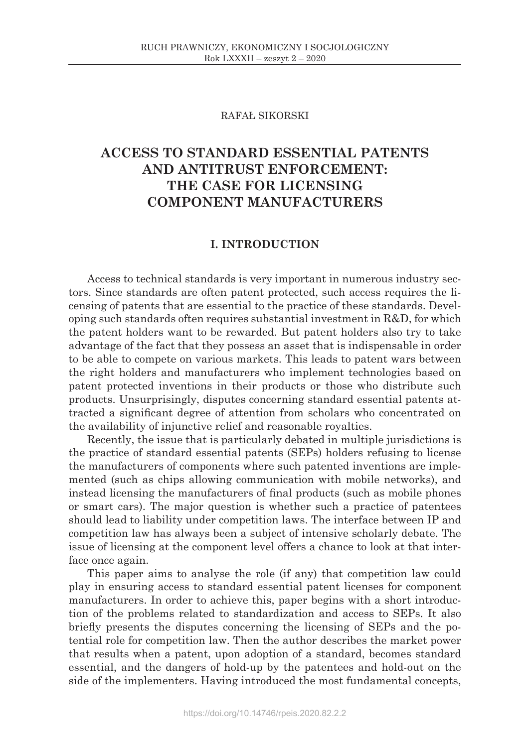RAFAŁ SIKORSKI

# ACCESS TO STANDARD ESSENTIAL PATENTS AND ANTITRUST ENFORCEMENT: THE CASE FOR LICENSING COMPONENT MANUFACTURERS

## I. INTRODUCTION

Access to technical standards is very important in numerous industry sectors. Since standards are often patent protected, such access requires the licensing of patents that are essential to the practice of these standards. Developing such standards often requires substantial investment in R&D, for which the patent holders want to be rewarded. But patent holders also try to take advantage of the fact that they possess an asset that is indispensable in order to be able to compete on various markets. This leads to patent wars between the right holders and manufacturers who implement technologies based on patent protected inventions in their products or those who distribute such products. Unsurprisingly, disputes concerning standard essential patents attracted a significant degree of attention from scholars who concentrated on the availability of injunctive relief and reasonable royalties.

Recently, the issue that is particularly debated in multiple jurisdictions is the practice of standard essential patents (SEPs) holders refusing to license the manufacturers of components where such patented inventions are implemented (such as chips allowing communication with mobile networks), and instead licensing the manufacturers of final products (such as mobile phones or smart cars). The major question is whether such a practice of patentees should lead to liability under competition laws. The interface between IP and competition law has always been a subject of intensive scholarly debate. The issue of licensing at the component level offers a chance to look at that interface once again.

This paper aims to analyse the role (if any) that competition law could play in ensuring access to standard essential patent licenses for component manufacturers. In order to achieve this, paper begins with a short introduction of the problems related to standardization and access to SEPs. It also briefly presents the disputes concerning the licensing of SEPs and the potential role for competition law. Then the author describes the market power that results when a patent, upon adoption of a standard, becomes standard essential, and the dangers of hold-up by the patentees and hold-out on the side of the implementers. Having introduced the most fundamental concepts,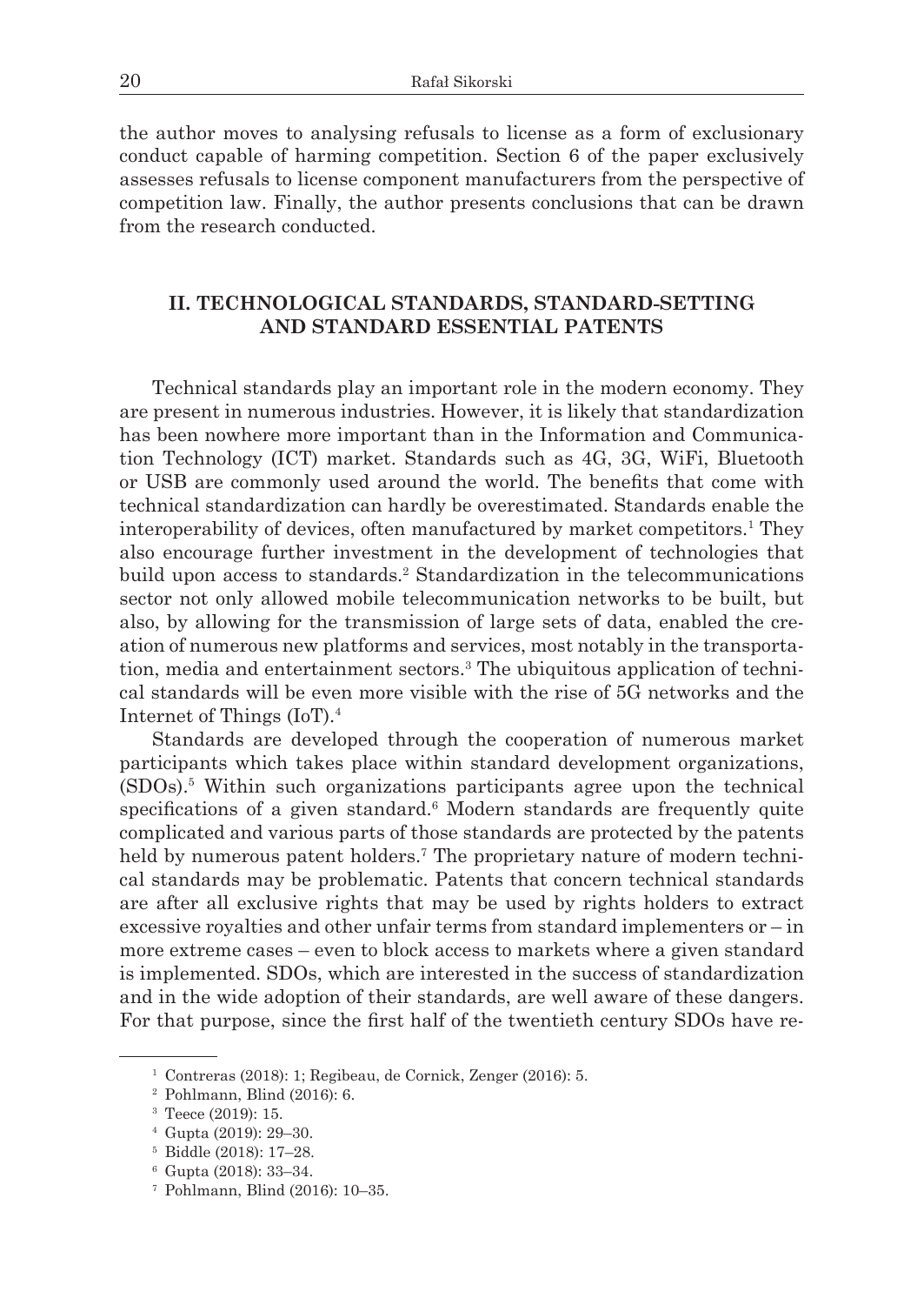the author moves to analysing refusals to license as a form of exclusionary conduct capable of harming competition. Section 6 of the paper exclusively assesses refusals to license component manufacturers from the perspective of competition law. Finally, the author presents conclusions that can be drawn from the research conducted.

## II. TECHNOLOGICAL STANDARDS, STANDARD-SETTING AND STANDARD ESSENTIAL PATENTS

Technical standards play an important role in the modern economy. They are present in numerous industries. However, it is likely that standardization has been nowhere more important than in the Information and Communication Technology (ICT) market. Standards such as 4G, 3G, WiFi, Bluetooth or USB are commonly used around the world. The benefits that come with technical standardization can hardly be overestimated. Standards enable the interoperability of devices, often manufactured by market competitors.[1] They also encourage further investment in the development of technologies that build upon access to standards.[2] Standardization in the telecommunications sector not only allowed mobile telecommunication networks to be built, but also, by allowing for the transmission of large sets of data, enabled the creation of numerous new platforms and services, most notably in the transportation, media and entertainment sectors.[3] The ubiquitous application of technical standards will be even more visible with the rise of 5G networks and the Internet of Things (IoT).[4]

Standards are developed through the cooperation of numerous market participants which takes place within standard development organizations, (SDOs).[5] Within such organizations participants agree upon the technical specifications of a given standard.[6] Modern standards are frequently quite complicated and various parts of those standards are protected by the patents held by numerous patent holders.[7] The proprietary nature of modern technical standards may be problematic. Patents that concern technical standards are after all exclusive rights that may be used by rights holders to extract excessive royalties and other unfair terms from standard implementers or – in more extreme cases – even to block access to markets where a given standard is implemented. SDOs, which are interested in the success of standardization and in the wide adoption of their standards, are well aware of these dangers. For that purpose, since the first half of the twentieth century SDOs have re-

[1] Contreras (2018): 1; Regibeau, de Cornick, Zenger (2016): 5.

[2] Pohlmann, Blind (2016): 6.

[3] Teece (2019): 15.

[4] Gupta (2019): 29–30.

[5] Biddle (2018): 17–28.

[6] Gupta (2018): 33–34.

[7] Pohlmann, Blind (2016): 10–35.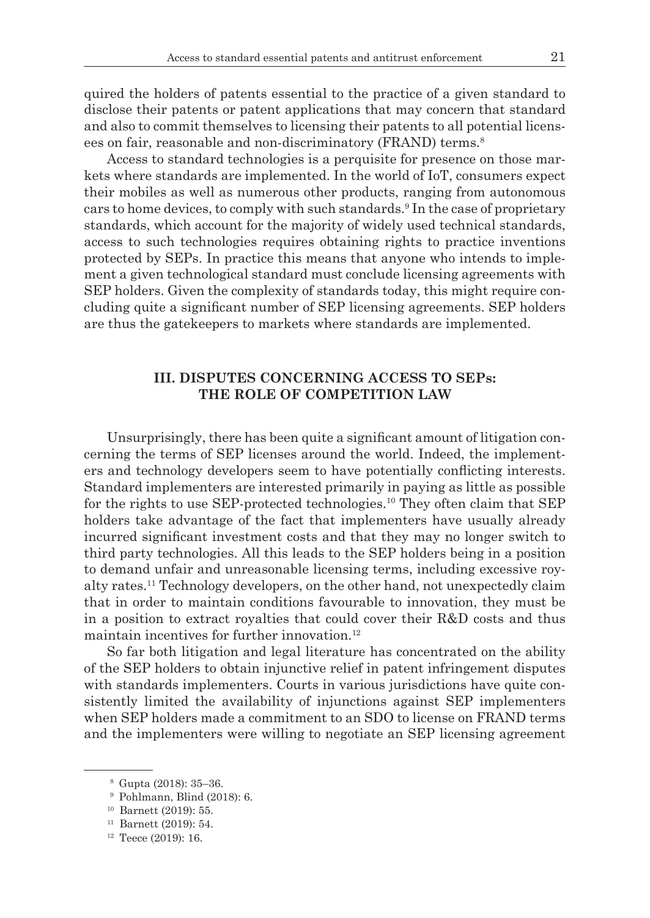quired the holders of patents essential to the practice of a given standard to disclose their patents or patent applications that may concern that standard and also to commit themselves to licensing their patents to all potential licensees on fair, reasonable and non-discriminatory (FRAND) terms.[8]

Access to standard technologies is a perquisite for presence on those markets where standards are implemented. In the world of IoT, consumers expect their mobiles as well as numerous other products, ranging from autonomous cars to home devices, to comply with such standards.[9] In the case of proprietary standards, which account for the majority of widely used technical standards, access to such technologies requires obtaining rights to practice inventions protected by SEPs. In practice this means that anyone who intends to implement a given technological standard must conclude licensing agreements with SEP holders. Given the complexity of standards today, this might require concluding quite a significant number of SEP licensing agreements. SEP holders are thus the gatekeepers to markets where standards are implemented.

## III. DISPUTES CONCERNING ACCESS TO SEPs: THE ROLE OF COMPETITION LAW

Unsurprisingly, there has been quite a significant amount of litigation concerning the terms of SEP licenses around the world. Indeed, the implementers and technology developers seem to have potentially conflicting interests. Standard implementers are interested primarily in paying as little as possible for the rights to use SEP-protected technologies.[10] They often claim that SEP holders take advantage of the fact that implementers have usually already incurred significant investment costs and that they may no longer switch to third party technologies. All this leads to the SEP holders being in a position to demand unfair and unreasonable licensing terms, including excessive royalty rates.[11] Technology developers, on the other hand, not unexpectedly claim that in order to maintain conditions favourable to innovation, they must be in a position to extract royalties that could cover their R&D costs and thus maintain incentives for further innovation.[12]

So far both litigation and legal literature has concentrated on the ability of the SEP holders to obtain injunctive relief in patent infringement disputes with standards implementers. Courts in various jurisdictions have quite consistently limited the availability of injunctions against SEP implementers when SEP holders made a commitment to an SDO to license on FRAND terms and the implementers were willing to negotiate an SEP licensing agreement

---

[8] Gupta (2018): 35–36.

[9] Pohlmann, Blind (2018): 6.

[10] Barnett (2019): 55.

[11] Barnett (2019): 54.

[12] Teece (2019): 16.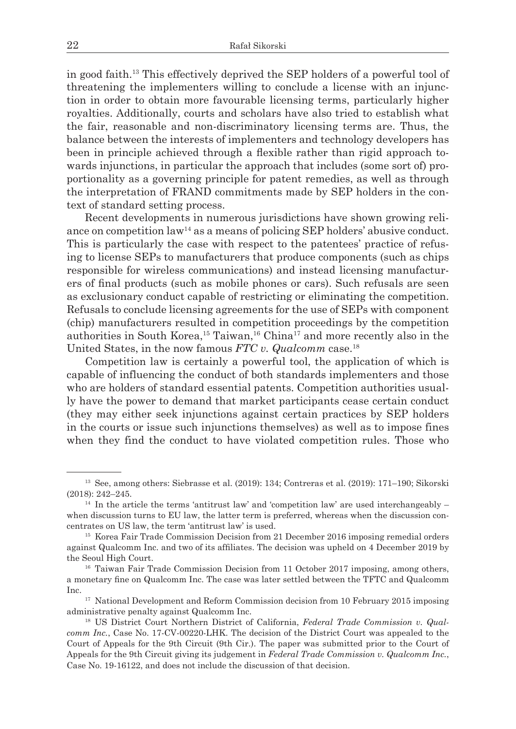in good faith.[13] This effectively deprived the SEP holders of a powerful tool of threatening the implementers willing to conclude a license with an injunction in order to obtain more favourable licensing terms, particularly higher royalties. Additionally, courts and scholars have also tried to establish what the fair, reasonable and non-discriminatory licensing terms are. Thus, the balance between the interests of implementers and technology developers has been in principle achieved through a flexible rather than rigid approach towards injunctions, in particular the approach that includes (some sort of) proportionality as a governing principle for patent remedies, as well as through the interpretation of FRAND commitments made by SEP holders in the context of standard setting process.

Recent developments in numerous jurisdictions have shown growing reliance on competition law[14] as a means of policing SEP holders' abusive conduct. This is particularly the case with respect to the patentees' practice of refusing to license SEPs to manufacturers that produce components (such as chips responsible for wireless communications) and instead licensing manufacturers of final products (such as mobile phones or cars). Such refusals are seen as exclusionary conduct capable of restricting or eliminating the competition. Refusals to conclude licensing agreements for the use of SEPs with component (chip) manufacturers resulted in competition proceedings by the competition authorities in South Korea,[15] Taiwan,[16] China[17] and more recently also in the United States, in the now famous *FTC v. Qualcomm* case.[18]

Competition law is certainly a powerful tool, the application of which is capable of influencing the conduct of both standards implementers and those who are holders of standard essential patents. Competition authorities usually have the power to demand that market participants cease certain conduct (they may either seek injunctions against certain practices by SEP holders in the courts or issue such injunctions themselves) as well as to impose fines when they find the conduct to have violated competition rules. Those who

---

[13] See, among others: Siebrasse et al. (2019): 134; Contreras et al. (2019): 171–190; Sikorski (2018): 242–245.

[14] In the article the terms 'antitrust law' and 'competition law' are used interchangeably – when discussion turns to EU law, the latter term is preferred, whereas when the discussion concentrates on US law, the term 'antitrust law' is used.

[15] Korea Fair Trade Commission Decision from 21 December 2016 imposing remedial orders against Qualcomm Inc. and two of its affiliates. The decision was upheld on 4 December 2019 by the Seoul High Court.

[16] Taiwan Fair Trade Commission Decision from 11 October 2017 imposing, among others, a monetary fine on Qualcomm Inc. The case was later settled between the TFTC and Qualcomm Inc.

[17] National Development and Reform Commission decision from 10 February 2015 imposing administrative penalty against Qualcomm Inc.

[18] US District Court Northern District of California, *Federal Trade Commission v. Qualcomm Inc.*, Case No. 17-CV-00220-LHK. The decision of the District Court was appealed to the Court of Appeals for the 9th Circuit (9th Cir.). The paper was submitted prior to the Court of Appeals for the 9th Circuit giving its judgement in *Federal Trade Commission v. Qualcomm Inc.*, Case No. 19-16122, and does not include the discussion of that decision.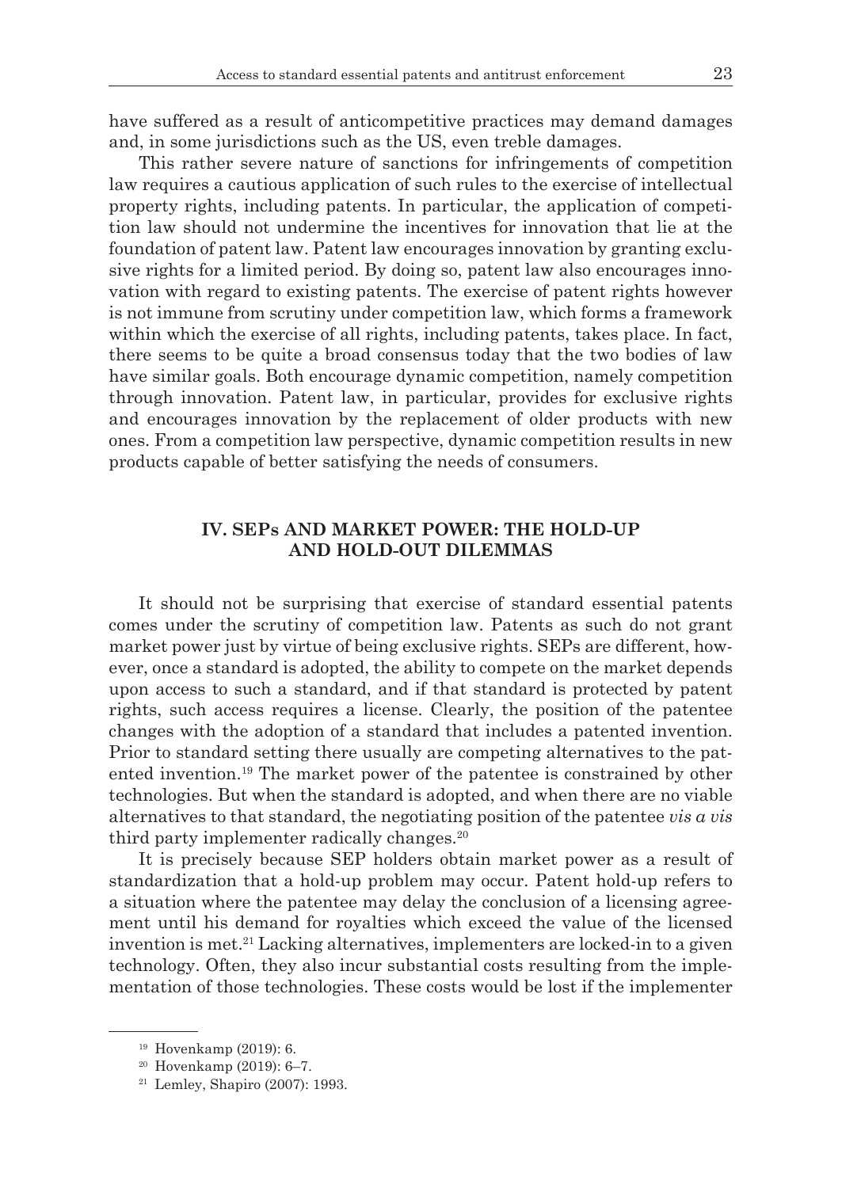have suffered as a result of anticompetitive practices may demand damages and, in some jurisdictions such as the US, even treble damages.

This rather severe nature of sanctions for infringements of competition law requires a cautious application of such rules to the exercise of intellectual property rights, including patents. In particular, the application of competition law should not undermine the incentives for innovation that lie at the foundation of patent law. Patent law encourages innovation by granting exclusive rights for a limited period. By doing so, patent law also encourages innovation with regard to existing patents. The exercise of patent rights however is not immune from scrutiny under competition law, which forms a framework within which the exercise of all rights, including patents, takes place. In fact, there seems to be quite a broad consensus today that the two bodies of law have similar goals. Both encourage dynamic competition, namely competition through innovation. Patent law, in particular, provides for exclusive rights and encourages innovation by the replacement of older products with new ones. From a competition law perspective, dynamic competition results in new products capable of better satisfying the needs of consumers.

## IV. SEPs AND MARKET POWER: THE HOLD-UP AND HOLD-OUT DILEMMAS

It should not be surprising that exercise of standard essential patents comes under the scrutiny of competition law. Patents as such do not grant market power just by virtue of being exclusive rights. SEPs are different, however, once a standard is adopted, the ability to compete on the market depends upon access to such a standard, and if that standard is protected by patent rights, such access requires a license. Clearly, the position of the patentee changes with the adoption of a standard that includes a patented invention. Prior to standard setting there usually are competing alternatives to the patented invention.[19] The market power of the patentee is constrained by other technologies. But when the standard is adopted, and when there are no viable alternatives to that standard, the negotiating position of the patentee *vis a vis* third party implementer radically changes.[20]

It is precisely because SEP holders obtain market power as a result of standardization that a hold-up problem may occur. Patent hold-up refers to a situation where the patentee may delay the conclusion of a licensing agreement until his demand for royalties which exceed the value of the licensed invention is met.[21] Lacking alternatives, implementers are locked-in to a given technology. Often, they also incur substantial costs resulting from the implementation of those technologies. These costs would be lost if the implementer

[19] Hovenkamp (2019): 6.

[20] Hovenkamp (2019): 6–7.

[21] Lemley, Shapiro (2007): 1993.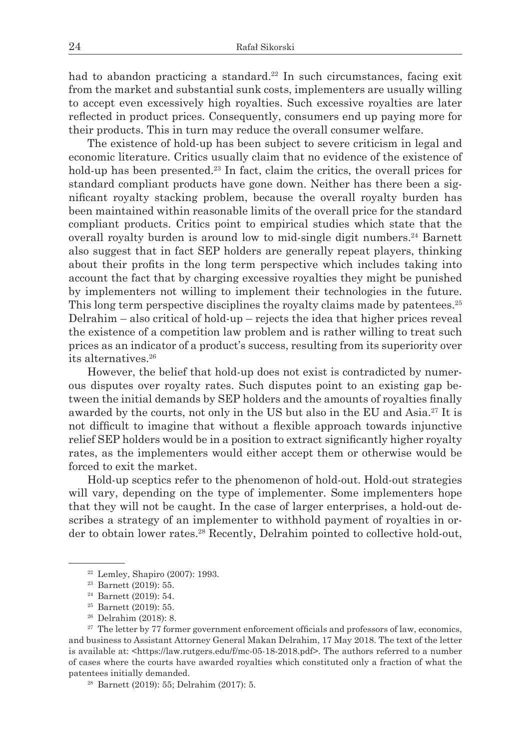had to abandon practicing a standard.[22] In such circumstances, facing exit from the market and substantial sunk costs, implementers are usually willing to accept even excessively high royalties. Such excessive royalties are later reflected in product prices. Consequently, consumers end up paying more for their products. This in turn may reduce the overall consumer welfare.

The existence of hold-up has been subject to severe criticism in legal and economic literature. Critics usually claim that no evidence of the existence of hold-up has been presented.[23] In fact, claim the critics, the overall prices for standard compliant products have gone down. Neither has there been a significant royalty stacking problem, because the overall royalty burden has been maintained within reasonable limits of the overall price for the standard compliant products. Critics point to empirical studies which state that the overall royalty burden is around low to mid-single digit numbers.[24] Barnett also suggest that in fact SEP holders are generally repeat players, thinking about their profits in the long term perspective which includes taking into account the fact that by charging excessive royalties they might be punished by implementers not willing to implement their technologies in the future. This long term perspective disciplines the royalty claims made by patentees.[25] Delrahim – also critical of hold-up – rejects the idea that higher prices reveal the existence of a competition law problem and is rather willing to treat such prices as an indicator of a product's success, resulting from its superiority over its alternatives.[26]

However, the belief that hold-up does not exist is contradicted by numerous disputes over royalty rates. Such disputes point to an existing gap between the initial demands by SEP holders and the amounts of royalties finally awarded by the courts, not only in the US but also in the EU and Asia.[27] It is not difficult to imagine that without a flexible approach towards injunctive relief SEP holders would be in a position to extract significantly higher royalty rates, as the implementers would either accept them or otherwise would be forced to exit the market.

Hold-up sceptics refer to the phenomenon of hold-out. Hold-out strategies will vary, depending on the type of implementer. Some implementers hope that they will not be caught. In the case of larger enterprises, a hold-out describes a strategy of an implementer to withhold payment of royalties in order to obtain lower rates.[28] Recently, Delrahim pointed to collective hold-out,

---

[22] Lemley, Shapiro (2007): 1993.

[23] Barnett (2019): 55.

[24] Barnett (2019): 54.

[25] Barnett (2019): 55.

[26] Delrahim (2018): 8.

[27] The letter by 77 former government enforcement officials and professors of law, economics, and business to Assistant Attorney General Makan Delrahim, 17 May 2018. The text of the letter is available at: <https://law.rutgers.edu/f/mc-05-18-2018.pdf>. The authors referred to a number of cases where the courts have awarded royalties which constituted only a fraction of what the patentees initially demanded.

[28] Barnett (2019): 55; Delrahim (2017): 5.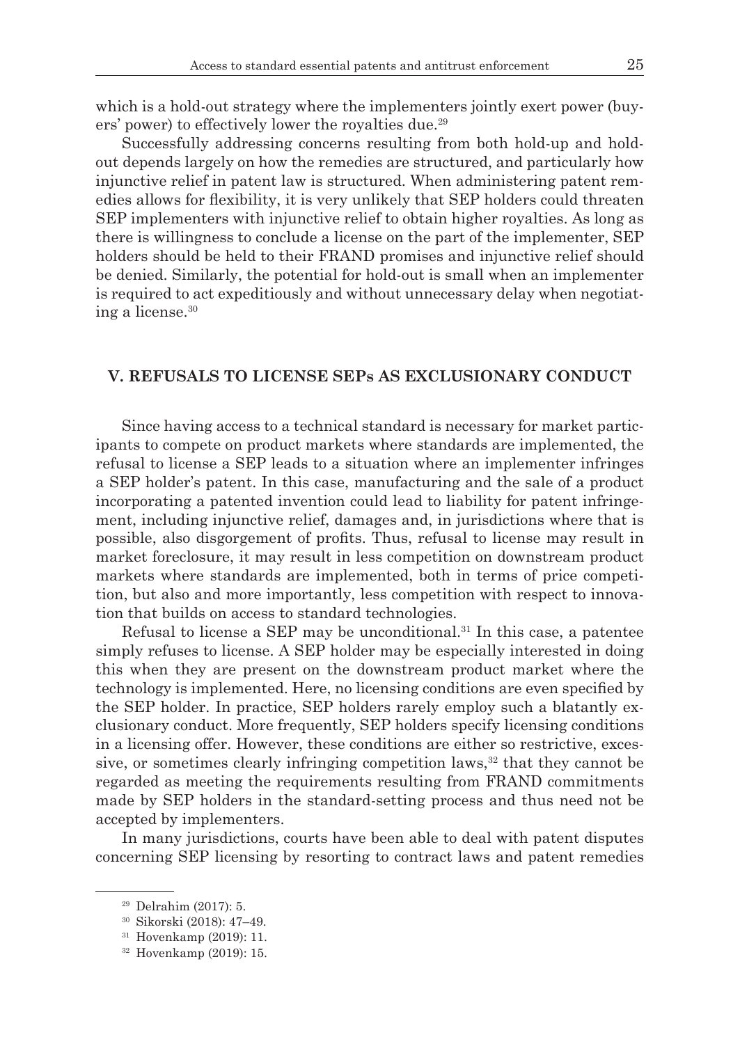which is a hold-out strategy where the implementers jointly exert power (buyers' power) to effectively lower the royalties due.[29]

Successfully addressing concerns resulting from both hold-up and hold-out depends largely on how the remedies are structured, and particularly how injunctive relief in patent law is structured. When administering patent remedies allows for flexibility, it is very unlikely that SEP holders could threaten SEP implementers with injunctive relief to obtain higher royalties. As long as there is willingness to conclude a license on the part of the implementer, SEP holders should be held to their FRAND promises and injunctive relief should be denied. Similarly, the potential for hold-out is small when an implementer is required to act expeditiously and without unnecessary delay when negotiating a license.[30]

## V. REFUSALS TO LICENSE SEPs AS EXCLUSIONARY CONDUCT

Since having access to a technical standard is necessary for market participants to compete on product markets where standards are implemented, the refusal to license a SEP leads to a situation where an implementer infringes a SEP holder's patent. In this case, manufacturing and the sale of a product incorporating a patented invention could lead to liability for patent infringement, including injunctive relief, damages and, in jurisdictions where that is possible, also disgorgement of profits. Thus, refusal to license may result in market foreclosure, it may result in less competition on downstream product markets where standards are implemented, both in terms of price competition, but also and more importantly, less competition with respect to innovation that builds on access to standard technologies.

Refusal to license a SEP may be unconditional.[31] In this case, a patentee simply refuses to license. A SEP holder may be especially interested in doing this when they are present on the downstream product market where the technology is implemented. Here, no licensing conditions are even specified by the SEP holder. In practice, SEP holders rarely employ such a blatantly exclusionary conduct. More frequently, SEP holders specify licensing conditions in a licensing offer. However, these conditions are either so restrictive, excessive, or sometimes clearly infringing competition laws,[32] that they cannot be regarded as meeting the requirements resulting from FRAND commitments made by SEP holders in the standard-setting process and thus need not be accepted by implementers.

In many jurisdictions, courts have been able to deal with patent disputes concerning SEP licensing by resorting to contract laws and patent remedies

---

[29] Delrahim (2017): 5.

[30] Sikorski (2018): 47–49.

[31] Hovenkamp (2019): 11.

[32] Hovenkamp (2019): 15.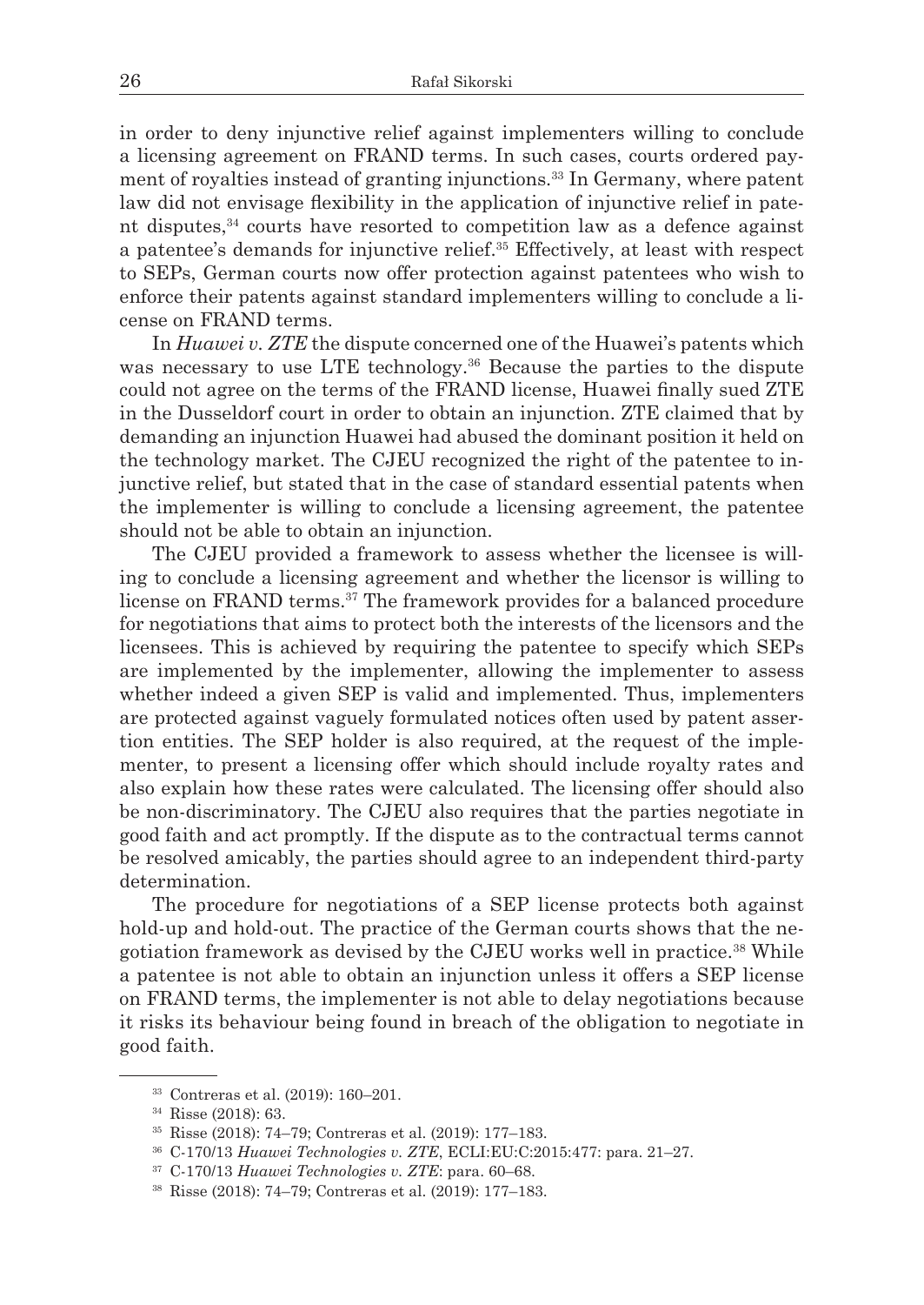in order to deny injunctive relief against implementers willing to conclude a licensing agreement on FRAND terms. In such cases, courts ordered payment of royalties instead of granting injunctions.[33] In Germany, where patent law did not envisage flexibility in the application of injunctive relief in patent disputes,[34] courts have resorted to competition law as a defence against a patentee's demands for injunctive relief.[35] Effectively, at least with respect to SEPs, German courts now offer protection against patentees who wish to enforce their patents against standard implementers willing to conclude a license on FRAND terms.

In *Huawei v. ZTE* the dispute concerned one of the Huawei's patents which was necessary to use LTE technology.[36] Because the parties to the dispute could not agree on the terms of the FRAND license, Huawei finally sued ZTE in the Dusseldorf court in order to obtain an injunction. ZTE claimed that by demanding an injunction Huawei had abused the dominant position it held on the technology market. The CJEU recognized the right of the patentee to injunctive relief, but stated that in the case of standard essential patents when the implementer is willing to conclude a licensing agreement, the patentee should not be able to obtain an injunction.

The CJEU provided a framework to assess whether the licensee is willing to conclude a licensing agreement and whether the licensor is willing to license on FRAND terms.[37] The framework provides for a balanced procedure for negotiations that aims to protect both the interests of the licensors and the licensees. This is achieved by requiring the patentee to specify which SEPs are implemented by the implementer, allowing the implementer to assess whether indeed a given SEP is valid and implemented. Thus, implementers are protected against vaguely formulated notices often used by patent assertion entities. The SEP holder is also required, at the request of the implementer, to present a licensing offer which should include royalty rates and also explain how these rates were calculated. The licensing offer should also be non-discriminatory. The CJEU also requires that the parties negotiate in good faith and act promptly. If the dispute as to the contractual terms cannot be resolved amicably, the parties should agree to an independent third-party determination.

The procedure for negotiations of a SEP license protects both against hold-up and hold-out. The practice of the German courts shows that the negotiation framework as devised by the CJEU works well in practice.[38] While a patentee is not able to obtain an injunction unless it offers a SEP license on FRAND terms, the implementer is not able to delay negotiations because it risks its behaviour being found in breach of the obligation to negotiate in good faith.

---

[33] Contreras et al. (2019): 160–201.

[34] Risse (2018): 63.

[35] Risse (2018): 74–79; Contreras et al. (2019): 177–183.

[36] C-170/13 *Huawei Technologies v. ZTE*, ECLI:EU:C:2015:477: para. 21–27.

[37] C-170/13 *Huawei Technologies v. ZTE*: para. 60–68.

[38] Risse (2018): 74–79; Contreras et al. (2019): 177–183.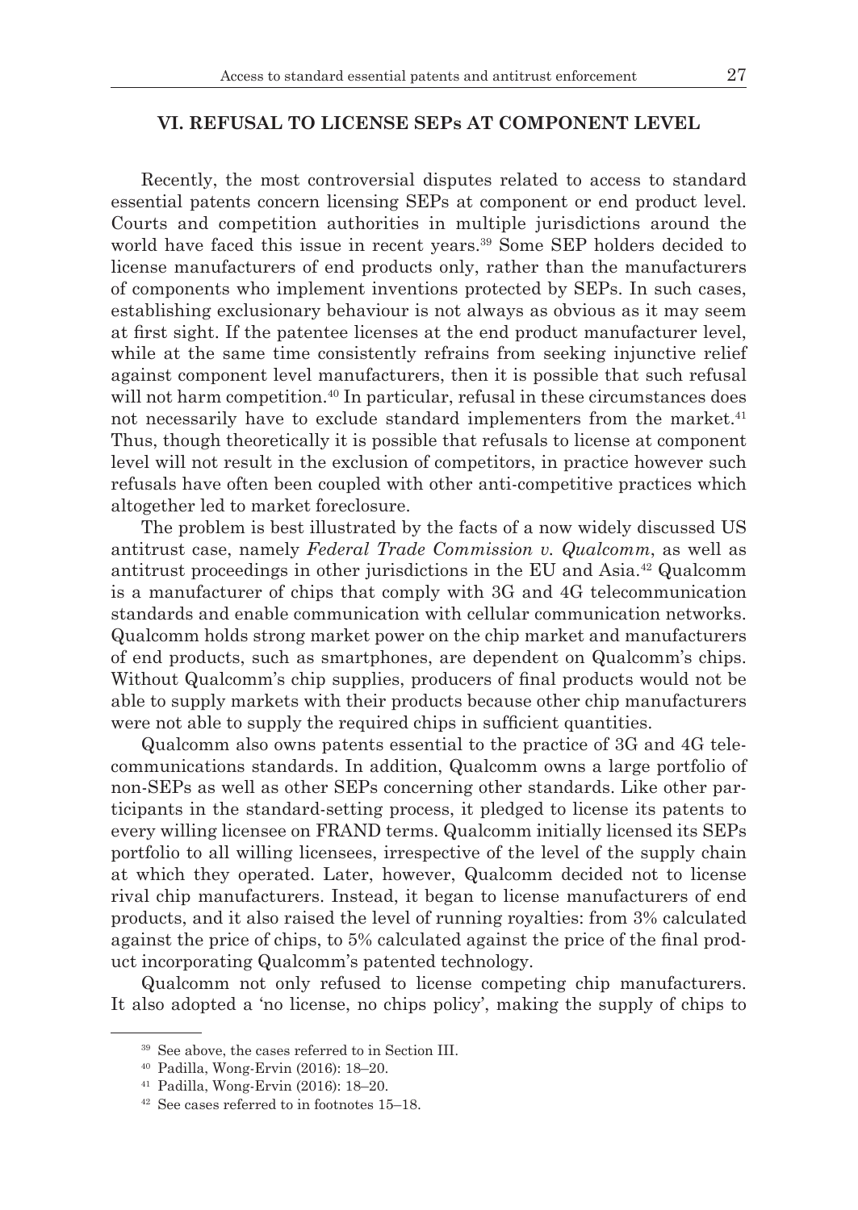## VI. REFUSAL TO LICENSE SEPs AT COMPONENT LEVEL

Recently, the most controversial disputes related to access to standard essential patents concern licensing SEPs at component or end product level. Courts and competition authorities in multiple jurisdictions around the world have faced this issue in recent years.[39] Some SEP holders decided to license manufacturers of end products only, rather than the manufacturers of components who implement inventions protected by SEPs. In such cases, establishing exclusionary behaviour is not always as obvious as it may seem at first sight. If the patentee licenses at the end product manufacturer level, while at the same time consistently refrains from seeking injunctive relief against component level manufacturers, then it is possible that such refusal will not harm competition.[40] In particular, refusal in these circumstances does not necessarily have to exclude standard implementers from the market.[41] Thus, though theoretically it is possible that refusals to license at component level will not result in the exclusion of competitors, in practice however such refusals have often been coupled with other anti-competitive practices which altogether led to market foreclosure.

The problem is best illustrated by the facts of a now widely discussed US antitrust case, namely *Federal Trade Commission v. Qualcomm*, as well as antitrust proceedings in other jurisdictions in the EU and Asia.[42] Qualcomm is a manufacturer of chips that comply with 3G and 4G telecommunication standards and enable communication with cellular communication networks. Qualcomm holds strong market power on the chip market and manufacturers of end products, such as smartphones, are dependent on Qualcomm's chips. Without Qualcomm's chip supplies, producers of final products would not be able to supply markets with their products because other chip manufacturers were not able to supply the required chips in sufficient quantities.

Qualcomm also owns patents essential to the practice of 3G and 4G telecommunications standards. In addition, Qualcomm owns a large portfolio of non-SEPs as well as other SEPs concerning other standards. Like other participants in the standard-setting process, it pledged to license its patents to every willing licensee on FRAND terms. Qualcomm initially licensed its SEPs portfolio to all willing licensees, irrespective of the level of the supply chain at which they operated. Later, however, Qualcomm decided not to license rival chip manufacturers. Instead, it began to license manufacturers of end products, and it also raised the level of running royalties: from 3% calculated against the price of chips, to 5% calculated against the price of the final product incorporating Qualcomm's patented technology.

Qualcomm not only refused to license competing chip manufacturers. It also adopted a 'no license, no chips policy', making the supply of chips to

---

[39] See above, the cases referred to in Section III.

[40] Padilla, Wong-Ervin (2016): 18–20.

[41] Padilla, Wong-Ervin (2016): 18–20.

[42] See cases referred to in footnotes 15–18.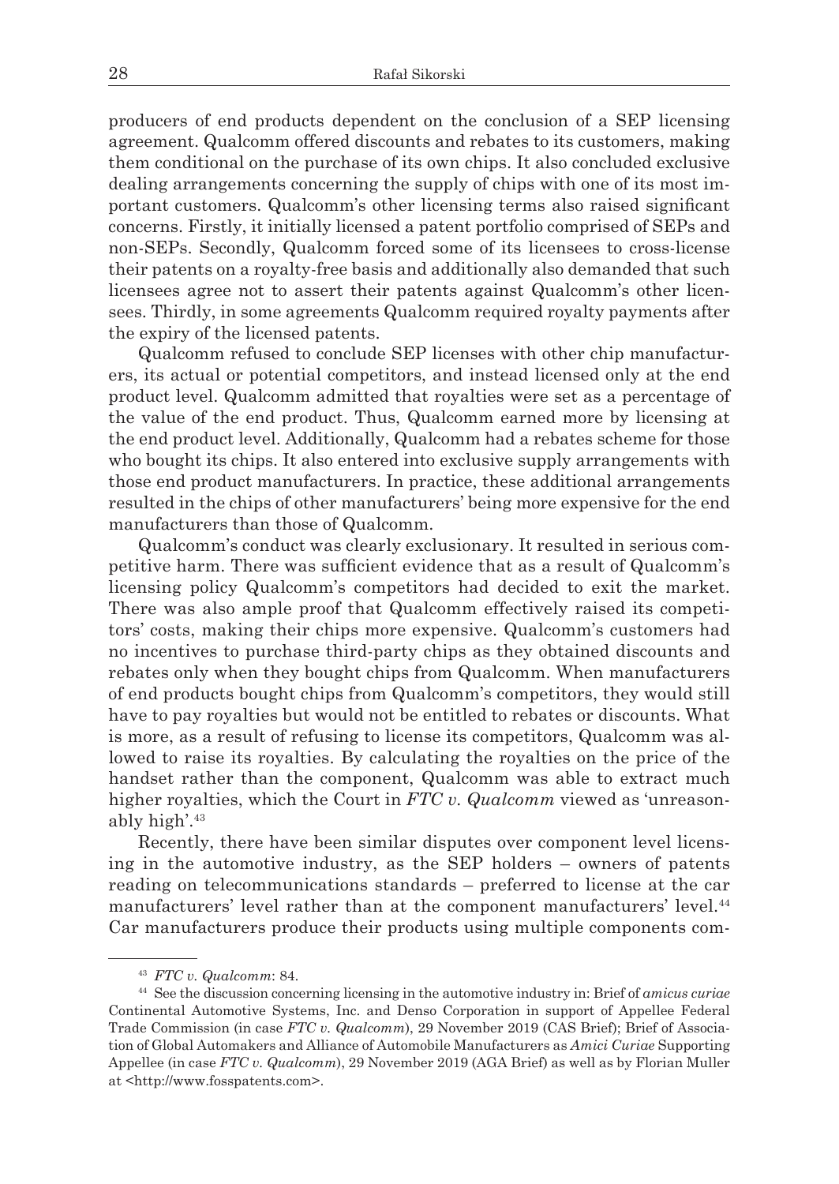producers of end products dependent on the conclusion of a SEP licensing agreement. Qualcomm offered discounts and rebates to its customers, making them conditional on the purchase of its own chips. It also concluded exclusive dealing arrangements concerning the supply of chips with one of its most important customers. Qualcomm's other licensing terms also raised significant concerns. Firstly, it initially licensed a patent portfolio comprised of SEPs and non-SEPs. Secondly, Qualcomm forced some of its licensees to cross-license their patents on a royalty-free basis and additionally also demanded that such licensees agree not to assert their patents against Qualcomm's other licensees. Thirdly, in some agreements Qualcomm required royalty payments after the expiry of the licensed patents.

Qualcomm refused to conclude SEP licenses with other chip manufacturers, its actual or potential competitors, and instead licensed only at the end product level. Qualcomm admitted that royalties were set as a percentage of the value of the end product. Thus, Qualcomm earned more by licensing at the end product level. Additionally, Qualcomm had a rebates scheme for those who bought its chips. It also entered into exclusive supply arrangements with those end product manufacturers. In practice, these additional arrangements resulted in the chips of other manufacturers' being more expensive for the end manufacturers than those of Qualcomm.

Qualcomm's conduct was clearly exclusionary. It resulted in serious competitive harm. There was sufficient evidence that as a result of Qualcomm's licensing policy Qualcomm's competitors had decided to exit the market. There was also ample proof that Qualcomm effectively raised its competitors' costs, making their chips more expensive. Qualcomm's customers had no incentives to purchase third-party chips as they obtained discounts and rebates only when they bought chips from Qualcomm. When manufacturers of end products bought chips from Qualcomm's competitors, they would still have to pay royalties but would not be entitled to rebates or discounts. What is more, as a result of refusing to license its competitors, Qualcomm was allowed to raise its royalties. By calculating the royalties on the price of the handset rather than the component, Qualcomm was able to extract much higher royalties, which the Court in *FTC v. Qualcomm* viewed as 'unreasonably high'.[43]

Recently, there have been similar disputes over component level licensing in the automotive industry, as the SEP holders – owners of patents reading on telecommunications standards – preferred to license at the car manufacturers' level rather than at the component manufacturers' level.[44] Car manufacturers produce their products using multiple components com-

---

[43] *FTC v. Qualcomm*: 84.

[44] See the discussion concerning licensing in the automotive industry in: Brief of *amicus curiae* Continental Automotive Systems, Inc. and Denso Corporation in support of Appellee Federal Trade Commission (in case *FTC v. Qualcomm*), 29 November 2019 (CAS Brief); Brief of Association of Global Automakers and Alliance of Automobile Manufacturers as *Amici Curiae* Supporting Appellee (in case *FTC v. Qualcomm*), 29 November 2019 (AGA Brief) as well as by Florian Muller at <http://www.fosspatents.com>.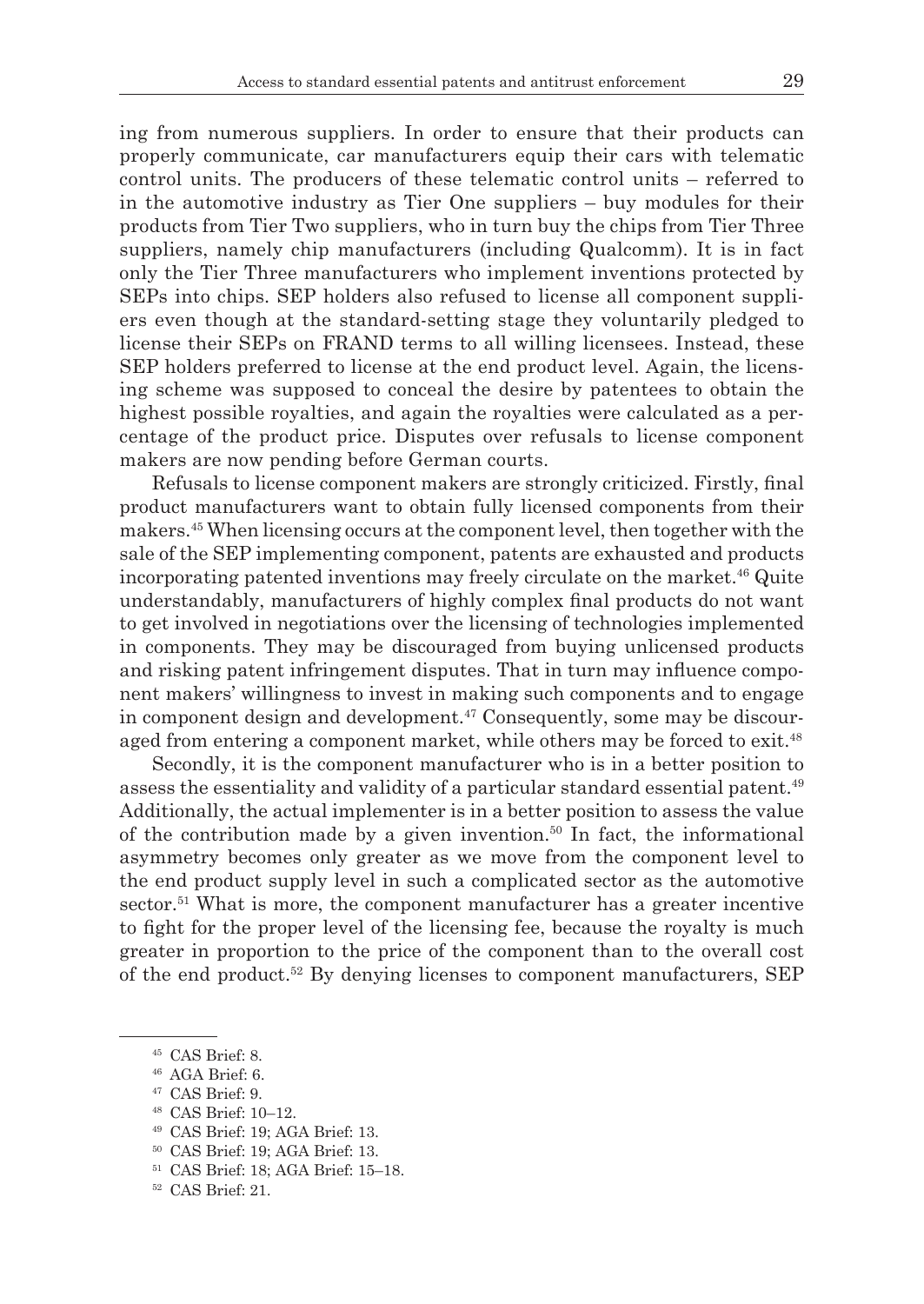ing from numerous suppliers. In order to ensure that their products can properly communicate, car manufacturers equip their cars with telematic control units. The producers of these telematic control units – referred to in the automotive industry as Tier One suppliers – buy modules for their products from Tier Two suppliers, who in turn buy the chips from Tier Three suppliers, namely chip manufacturers (including Qualcomm). It is in fact only the Tier Three manufacturers who implement inventions protected by SEPs into chips. SEP holders also refused to license all component suppliers even though at the standard-setting stage they voluntarily pledged to license their SEPs on FRAND terms to all willing licensees. Instead, these SEP holders preferred to license at the end product level. Again, the licensing scheme was supposed to conceal the desire by patentees to obtain the highest possible royalties, and again the royalties were calculated as a percentage of the product price. Disputes over refusals to license component makers are now pending before German courts.

Refusals to license component makers are strongly criticized. Firstly, final product manufacturers want to obtain fully licensed components from their makers.[45] When licensing occurs at the component level, then together with the sale of the SEP implementing component, patents are exhausted and products incorporating patented inventions may freely circulate on the market.[46] Quite understandably, manufacturers of highly complex final products do not want to get involved in negotiations over the licensing of technologies implemented in components. They may be discouraged from buying unlicensed products and risking patent infringement disputes. That in turn may influence component makers' willingness to invest in making such components and to engage in component design and development.[47] Consequently, some may be discouraged from entering a component market, while others may be forced to exit.[48]

Secondly, it is the component manufacturer who is in a better position to assess the essentiality and validity of a particular standard essential patent.[49] Additionally, the actual implementer is in a better position to assess the value of the contribution made by a given invention.[50] In fact, the informational asymmetry becomes only greater as we move from the component level to the end product supply level in such a complicated sector as the automotive sector.[51] What is more, the component manufacturer has a greater incentive to fight for the proper level of the licensing fee, because the royalty is much greater in proportion to the price of the component than to the overall cost of the end product.[52] By denying licenses to component manufacturers, SEP

---

[45] CAS Brief: 8.

[46] AGA Brief: 6.

[47] CAS Brief: 9.

[48] CAS Brief: 10–12.

[49] CAS Brief: 19; AGA Brief: 13.

[50] CAS Brief: 19; AGA Brief: 13.

[51] CAS Brief: 18; AGA Brief: 15–18.

[52] CAS Brief: 21.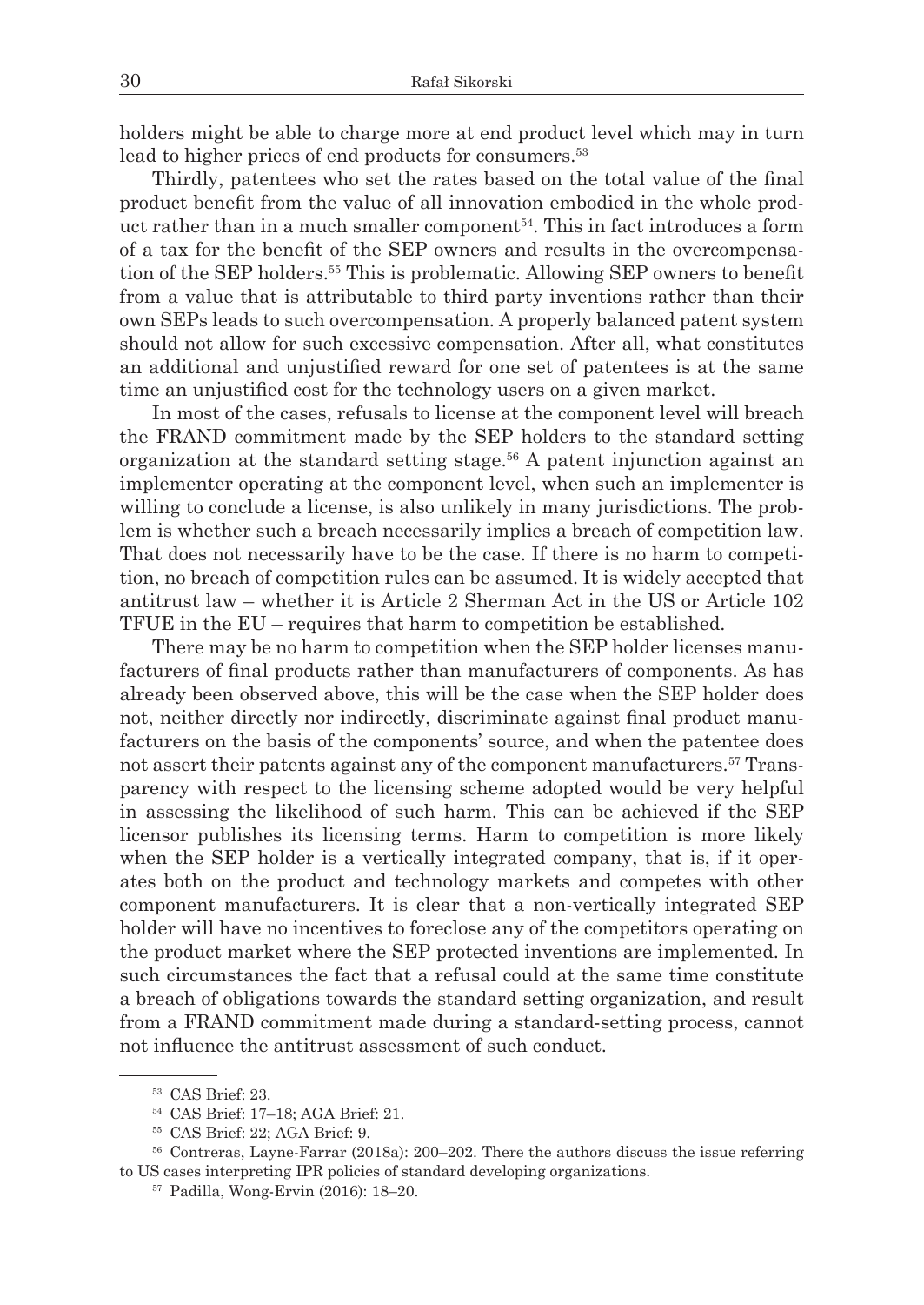holders might be able to charge more at end product level which may in turn lead to higher prices of end products for consumers.[53]

Thirdly, patentees who set the rates based on the total value of the final product benefit from the value of all innovation embodied in the whole product rather than in a much smaller component[54]. This in fact introduces a form of a tax for the benefit of the SEP owners and results in the overcompensation of the SEP holders.[55] This is problematic. Allowing SEP owners to benefit from a value that is attributable to third party inventions rather than their own SEPs leads to such overcompensation. A properly balanced patent system should not allow for such excessive compensation. After all, what constitutes an additional and unjustified reward for one set of patentees is at the same time an unjustified cost for the technology users on a given market.

In most of the cases, refusals to license at the component level will breach the FRAND commitment made by the SEP holders to the standard setting organization at the standard setting stage.[56] A patent injunction against an implementer operating at the component level, when such an implementer is willing to conclude a license, is also unlikely in many jurisdictions. The problem is whether such a breach necessarily implies a breach of competition law. That does not necessarily have to be the case. If there is no harm to competition, no breach of competition rules can be assumed. It is widely accepted that antitrust law – whether it is Article 2 Sherman Act in the US or Article 102 TFUE in the EU – requires that harm to competition be established.

There may be no harm to competition when the SEP holder licenses manufacturers of final products rather than manufacturers of components. As has already been observed above, this will be the case when the SEP holder does not, neither directly nor indirectly, discriminate against final product manufacturers on the basis of the components' source, and when the patentee does not assert their patents against any of the component manufacturers.[57] Transparency with respect to the licensing scheme adopted would be very helpful in assessing the likelihood of such harm. This can be achieved if the SEP licensor publishes its licensing terms. Harm to competition is more likely when the SEP holder is a vertically integrated company, that is, if it operates both on the product and technology markets and competes with other component manufacturers. It is clear that a non-vertically integrated SEP holder will have no incentives to foreclose any of the competitors operating on the product market where the SEP protected inventions are implemented. In such circumstances the fact that a refusal could at the same time constitute a breach of obligations towards the standard setting organization, and result from a FRAND commitment made during a standard-setting process, cannot not influence the antitrust assessment of such conduct.

---

[53] CAS Brief: 23.

[54] CAS Brief: 17–18; AGA Brief: 21.

[55] CAS Brief: 22; AGA Brief: 9.

[56] Contreras, Layne-Farrar (2018a): 200–202. There the authors discuss the issue referring to US cases interpreting IPR policies of standard developing organizations.

[57] Padilla, Wong-Ervin (2016): 18–20.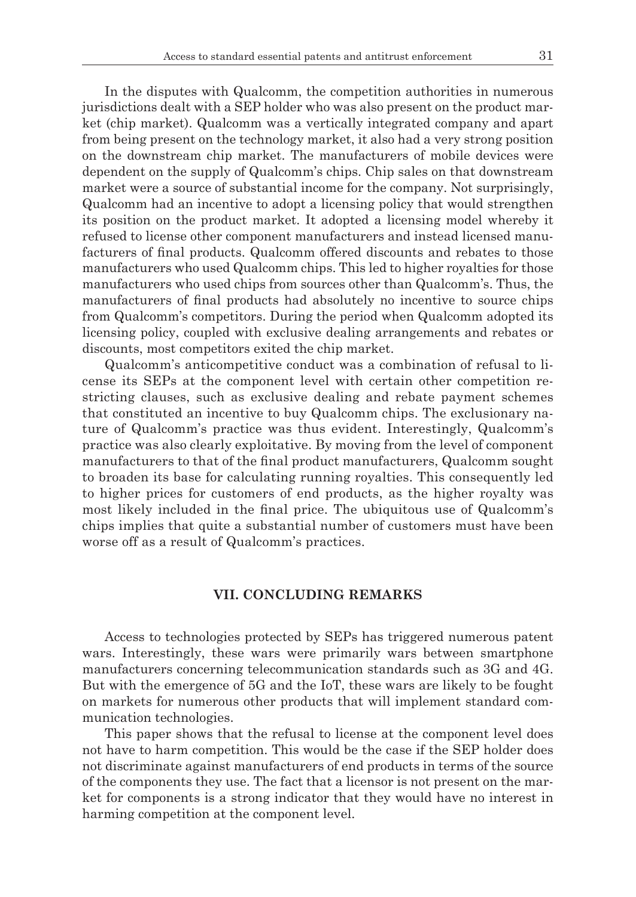In the disputes with Qualcomm, the competition authorities in numerous jurisdictions dealt with a SEP holder who was also present on the product market (chip market). Qualcomm was a vertically integrated company and apart from being present on the technology market, it also had a very strong position on the downstream chip market. The manufacturers of mobile devices were dependent on the supply of Qualcomm's chips. Chip sales on that downstream market were a source of substantial income for the company. Not surprisingly, Qualcomm had an incentive to adopt a licensing policy that would strengthen its position on the product market. It adopted a licensing model whereby it refused to license other component manufacturers and instead licensed manufacturers of final products. Qualcomm offered discounts and rebates to those manufacturers who used Qualcomm chips. This led to higher royalties for those manufacturers who used chips from sources other than Qualcomm's. Thus, the manufacturers of final products had absolutely no incentive to source chips from Qualcomm's competitors. During the period when Qualcomm adopted its licensing policy, coupled with exclusive dealing arrangements and rebates or discounts, most competitors exited the chip market.

Qualcomm's anticompetitive conduct was a combination of refusal to license its SEPs at the component level with certain other competition restricting clauses, such as exclusive dealing and rebate payment schemes that constituted an incentive to buy Qualcomm chips. The exclusionary nature of Qualcomm's practice was thus evident. Interestingly, Qualcomm's practice was also clearly exploitative. By moving from the level of component manufacturers to that of the final product manufacturers, Qualcomm sought to broaden its base for calculating running royalties. This consequently led to higher prices for customers of end products, as the higher royalty was most likely included in the final price. The ubiquitous use of Qualcomm's chips implies that quite a substantial number of customers must have been worse off as a result of Qualcomm's practices.

## VII. CONCLUDING REMARKS

Access to technologies protected by SEPs has triggered numerous patent wars. Interestingly, these wars were primarily wars between smartphone manufacturers concerning telecommunication standards such as 3G and 4G. But with the emergence of 5G and the IoT, these wars are likely to be fought on markets for numerous other products that will implement standard communication technologies.

This paper shows that the refusal to license at the component level does not have to harm competition. This would be the case if the SEP holder does not discriminate against manufacturers of end products in terms of the source of the components they use. The fact that a licensor is not present on the market for components is a strong indicator that they would have no interest in harming competition at the component level.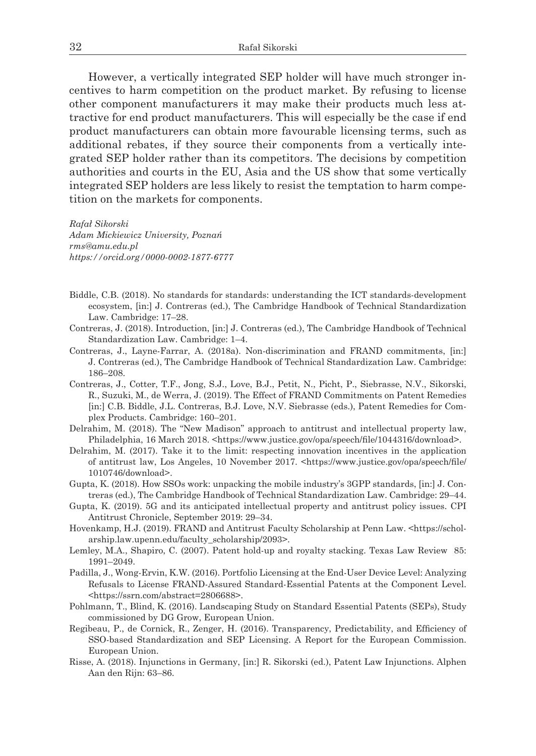However, a vertically integrated SEP holder will have much stronger incentives to harm competition on the product market. By refusing to license other component manufacturers it may make their products much less attractive for end product manufacturers. This will especially be the case if end product manufacturers can obtain more favourable licensing terms, such as additional rebates, if they source their components from a vertically integrated SEP holder rather than its competitors. The decisions by competition authorities and courts in the EU, Asia and the US show that some vertically integrated SEP holders are less likely to resist the temptation to harm competition on the markets for components.

*Rafał Sikorski*
*Adam Mickiewicz University, Poznań*
*rms@amu.edu.pl*
*https://orcid.org/0000-0002-1877-6777*

Biddle, C.B. (2018). No standards for standards: understanding the ICT standards-development ecosystem, [in:] J. Contreras (ed.), The Cambridge Handbook of Technical Standardization Law. Cambridge: 17–28.

Contreras, J. (2018). Introduction, [in:] J. Contreras (ed.), The Cambridge Handbook of Technical Standardization Law. Cambridge: 1–4.

Contreras, J., Layne-Farrar, A. (2018a). Non-discrimination and FRAND commitments, [in:] J. Contreras (ed.), The Cambridge Handbook of Technical Standardization Law. Cambridge: 186–208.

Contreras, J., Cotter, T.F., Jong, S.J., Love, B.J., Petit, N., Picht, P., Siebrasse, N.V., Sikorski, R., Suzuki, M., de Werra, J. (2019). The Effect of FRAND Commitments on Patent Remedies [in:] C.B. Biddle, J.L. Contreras, B.J. Love, N.V. Siebrasse (eds.), Patent Remedies for Complex Products. Cambridge: 160–201.

Delrahim, M. (2018). The "New Madison" approach to antitrust and intellectual property law, Philadelphia, 16 March 2018. <https://www.justice.gov/opa/speech/file/1044316/download>.

Delrahim, M. (2017). Take it to the limit: respecting innovation incentives in the application of antitrust law, Los Angeles, 10 November 2017. <https://www.justice.gov/opa/speech/file/1010746/download>.

Gupta, K. (2018). How SSOs work: unpacking the mobile industry's 3GPP standards, [in:] J. Contreras (ed.), The Cambridge Handbook of Technical Standardization Law. Cambridge: 29–44.

Gupta, K. (2019). 5G and its anticipated intellectual property and antitrust policy issues. CPI Antitrust Chronicle, September 2019: 29–34.

Hovenkamp, H.J. (2019). FRAND and Antitrust Faculty Scholarship at Penn Law. <https://scholarship.law.upenn.edu/faculty_scholarship/2093>.

Lemley, M.A., Shapiro, C. (2007). Patent hold-up and royalty stacking. Texas Law Review 85: 1991–2049.

Padilla, J., Wong-Ervin, K.W. (2016). Portfolio Licensing at the End-User Device Level: Analyzing Refusals to License FRAND-Assured Standard-Essential Patents at the Component Level. <https://ssrn.com/abstract=2806688>.

Pohlmann, T., Blind, K. (2016). Landscaping Study on Standard Essential Patents (SEPs), Study commissioned by DG Grow, European Union.

Regibeau, P., de Cornick, R., Zenger, H. (2016). Transparency, Predictability, and Efficiency of SSO-based Standardization and SEP Licensing. A Report for the European Commission. European Union.

Risse, A. (2018). Injunctions in Germany, [in:] R. Sikorski (ed.), Patent Law Injunctions. Alphen Aan den Rijn: 63–86.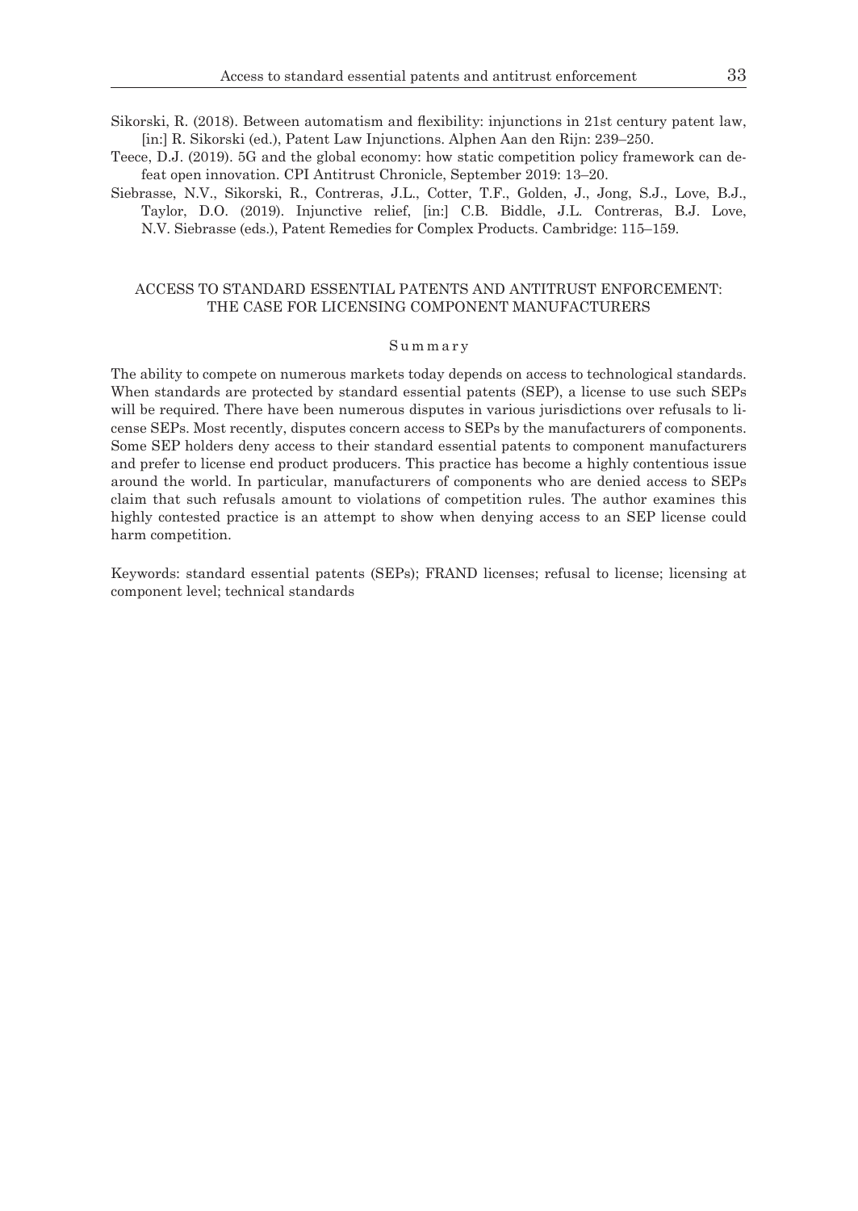Sikorski, R. (2018). Between automatism and flexibility: injunctions in 21st century patent law, [in:] R. Sikorski (ed.), Patent Law Injunctions. Alphen Aan den Rijn: 239–250.

Teece, D.J. (2019). 5G and the global economy: how static competition policy framework can defeat open innovation. CPI Antitrust Chronicle, September 2019: 13–20.

Siebrasse, N.V., Sikorski, R., Contreras, J.L., Cotter, T.F., Golden, J., Jong, S.J., Love, B.J., Taylor, D.O. (2019). Injunctive relief, [in:] C.B. Biddle, J.L. Contreras, B.J. Love, N.V. Siebrasse (eds.), Patent Remedies for Complex Products. Cambridge: 115–159.

## ACCESS TO STANDARD ESSENTIAL PATENTS AND ANTITRUST ENFORCEMENT: THE CASE FOR LICENSING COMPONENT MANUFACTURERS

### Summary

The ability to compete on numerous markets today depends on access to technological standards. When standards are protected by standard essential patents (SEP), a license to use such SEPs will be required. There have been numerous disputes in various jurisdictions over refusals to license SEPs. Most recently, disputes concern access to SEPs by the manufacturers of components. Some SEP holders deny access to their standard essential patents to component manufacturers and prefer to license end product producers. This practice has become a highly contentious issue around the world. In particular, manufacturers of components who are denied access to SEPs claim that such refusals amount to violations of competition rules. The author examines this highly contested practice is an attempt to show when denying access to an SEP license could harm competition.

Keywords: standard essential patents (SEPs); FRAND licenses; refusal to license; licensing at component level; technical standards